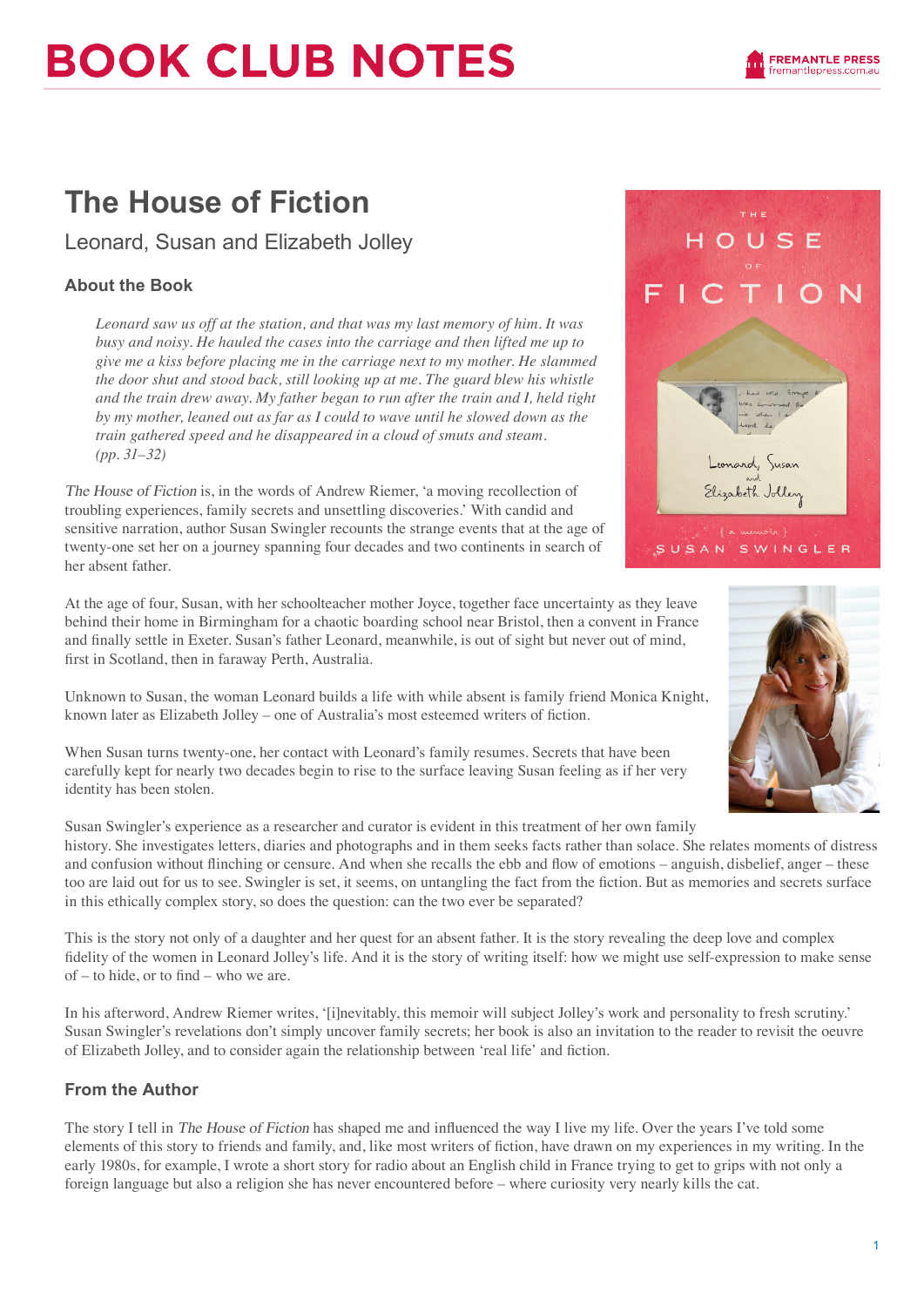# BOOK CLUB NOTES

## The House of Fiction

Leonard, Susan and Elizabeth Jolley

### About the Book

> *Leonard saw us off at the station, and that was my last memory of him. It was busy and noisy. He hauled the cases into the carriage and then lifted me up to give me a kiss before placing me in the carriage next to my mother. He slammed the door shut and stood back, still looking up at me. The guard blew his whistle and the train drew away. My father began to run after the train and I, held tight by my mother, leaned out as far as I could to wave until he slowed down as the train gathered speed and he disappeared in a cloud of smuts and steam. (pp. 31–32)*

*The House of Fiction* is, in the words of Andrew Riemer, 'a moving recollection of troubling experiences, family secrets and unsettling discoveries.' With candid and sensitive narration, author Susan Swingler recounts the strange events that at the age of twenty-one set her on a journey spanning four decades and two continents in search of her absent father.

At the age of four, Susan, with her schoolteacher mother Joyce, together face uncertainty as they leave behind their home in Birmingham for a chaotic boarding school near Bristol, then a convent in France and finally settle in Exeter. Susan's father Leonard, meanwhile, is out of sight but never out of mind, first in Scotland, then in faraway Perth, Australia.

Unknown to Susan, the woman Leonard builds a life with while absent is family friend Monica Knight, known later as Elizabeth Jolley – one of Australia's most esteemed writers of fiction.

When Susan turns twenty-one, her contact with Leonard's family resumes. Secrets that have been carefully kept for nearly two decades begin to rise to the surface leaving Susan feeling as if her very identity has been stolen.

Susan Swingler's experience as a researcher and curator is evident in this treatment of her own family history. She investigates letters, diaries and photographs and in them seeks facts rather than solace. She relates moments of distress and confusion without flinching or censure. And when she recalls the ebb and flow of emotions – anguish, disbelief, anger – these too are laid out for us to see. Swingler is set, it seems, on untangling the fact from the fiction. But as memories and secrets surface in this ethically complex story, so does the question: can the two ever be separated?

This is the story not only of a daughter and her quest for an absent father. It is the story revealing the deep love and complex fidelity of the women in Leonard Jolley's life. And it is the story of writing itself: how we might use self-expression to make sense of – to hide, or to find – who we are.

In his afterword, Andrew Riemer writes, '[i]nevitably, this memoir will subject Jolley's work and personality to fresh scrutiny.' Susan Swingler's revelations don't simply uncover family secrets; her book is also an invitation to the reader to revisit the oeuvre of Elizabeth Jolley, and to consider again the relationship between 'real life' and fiction.

### From the Author

The story I tell in *The House of Fiction* has shaped me and influenced the way I live my life. Over the years I've told some elements of this story to friends and family, and, like most writers of fiction, have drawn on my experiences in my writing. In the early 1980s, for example, I wrote a short story for radio about an English child in France trying to get to grips with not only a foreign language but also a religion she has never encountered before – where curiosity very nearly kills the cat.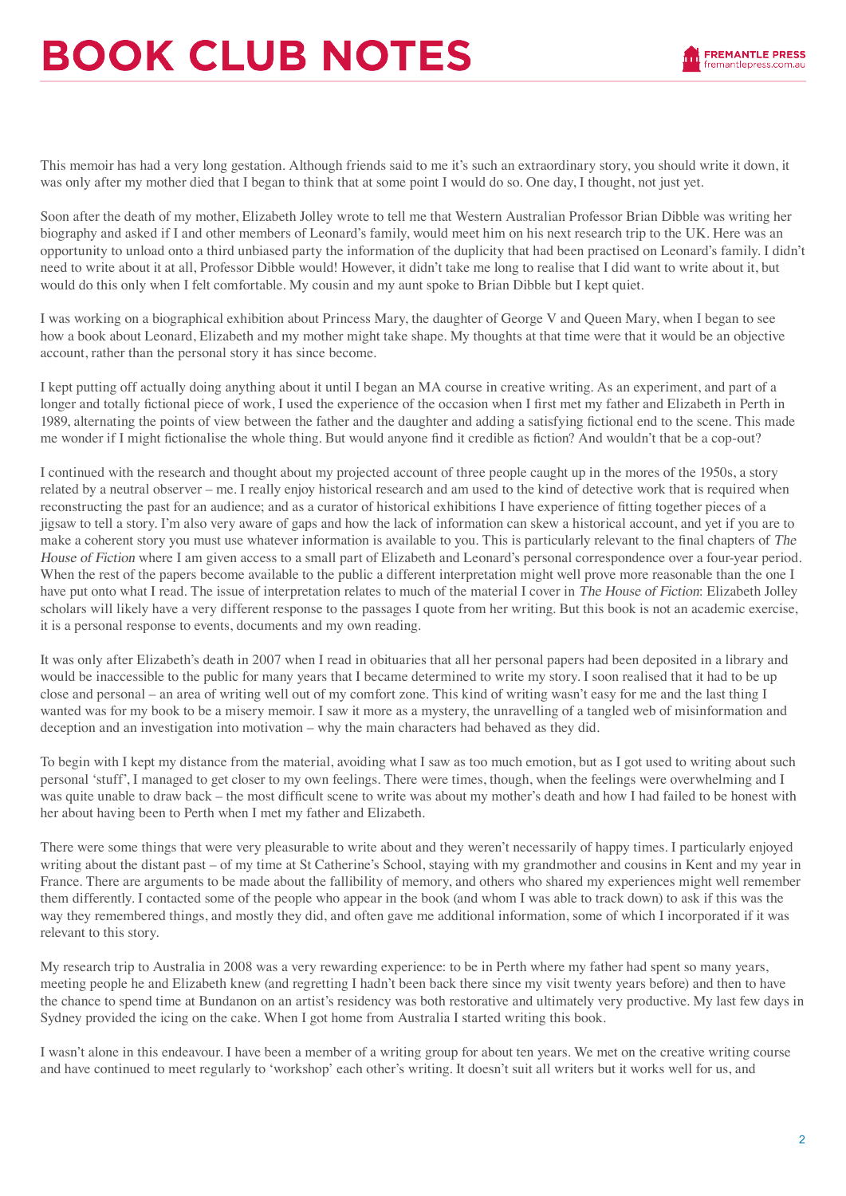This memoir has had a very long gestation. Although friends said to me it's such an extraordinary story, you should write it down, it was only after my mother died that I began to think that at some point I would do so. One day, I thought, not just yet.

Soon after the death of my mother, Elizabeth Jolley wrote to tell me that Western Australian Professor Brian Dibble was writing her biography and asked if I and other members of Leonard's family, would meet him on his next research trip to the UK. Here was an opportunity to unload onto a third unbiased party the information of the duplicity that had been practised on Leonard's family. I didn't need to write about it at all, Professor Dibble would! However, it didn't take me long to realise that I did want to write about it, but would do this only when I felt comfortable. My cousin and my aunt spoke to Brian Dibble but I kept quiet.

I was working on a biographical exhibition about Princess Mary, the daughter of George V and Queen Mary, when I began to see how a book about Leonard, Elizabeth and my mother might take shape. My thoughts at that time were that it would be an objective account, rather than the personal story it has since become.

I kept putting off actually doing anything about it until I began an MA course in creative writing. As an experiment, and part of a longer and totally fictional piece of work, I used the experience of the occasion when I first met my father and Elizabeth in Perth in 1989, alternating the points of view between the father and the daughter and adding a satisfying fictional end to the scene. This made me wonder if I might fictionalise the whole thing. But would anyone find it credible as fiction? And wouldn't that be a cop-out?

I continued with the research and thought about my projected account of three people caught up in the mores of the 1950s, a story related by a neutral observer – me. I really enjoy historical research and am used to the kind of detective work that is required when reconstructing the past for an audience; and as a curator of historical exhibitions I have experience of fitting together pieces of a jigsaw to tell a story. I'm also very aware of gaps and how the lack of information can skew a historical account, and yet if you are to make a coherent story you must use whatever information is available to you. This is particularly relevant to the final chapters of *The House of Fiction* where I am given access to a small part of Elizabeth and Leonard's personal correspondence over a four-year period. When the rest of the papers become available to the public a different interpretation might well prove more reasonable than the one I have put onto what I read. The issue of interpretation relates to much of the material I cover in *The House of Fiction*: Elizabeth Jolley scholars will likely have a very different response to the passages I quote from her writing. But this book is not an academic exercise, it is a personal response to events, documents and my own reading.

It was only after Elizabeth's death in 2007 when I read in obituaries that all her personal papers had been deposited in a library and would be inaccessible to the public for many years that I became determined to write my story. I soon realised that it had to be up close and personal – an area of writing well out of my comfort zone. This kind of writing wasn't easy for me and the last thing I wanted was for my book to be a misery memoir. I saw it more as a mystery, the unravelling of a tangled web of misinformation and deception and an investigation into motivation – why the main characters had behaved as they did.

To begin with I kept my distance from the material, avoiding what I saw as too much emotion, but as I got used to writing about such personal 'stuff', I managed to get closer to my own feelings. There were times, though, when the feelings were overwhelming and I was quite unable to draw back – the most difficult scene to write was about my mother's death and how I had failed to be honest with her about having been to Perth when I met my father and Elizabeth.

There were some things that were very pleasurable to write about and they weren't necessarily of happy times. I particularly enjoyed writing about the distant past – of my time at St Catherine's School, staying with my grandmother and cousins in Kent and my year in France. There are arguments to be made about the fallibility of memory, and others who shared my experiences might well remember them differently. I contacted some of the people who appear in the book (and whom I was able to track down) to ask if this was the way they remembered things, and mostly they did, and often gave me additional information, some of which I incorporated if it was relevant to this story.

My research trip to Australia in 2008 was a very rewarding experience: to be in Perth where my father had spent so many years, meeting people he and Elizabeth knew (and regretting I hadn't been back there since my visit twenty years before) and then to have the chance to spend time at Bundanon on an artist's residency was both restorative and ultimately very productive. My last few days in Sydney provided the icing on the cake. When I got home from Australia I started writing this book.

I wasn't alone in this endeavour. I have been a member of a writing group for about ten years. We met on the creative writing course and have continued to meet regularly to 'workshop' each other's writing. It doesn't suit all writers but it works well for us, and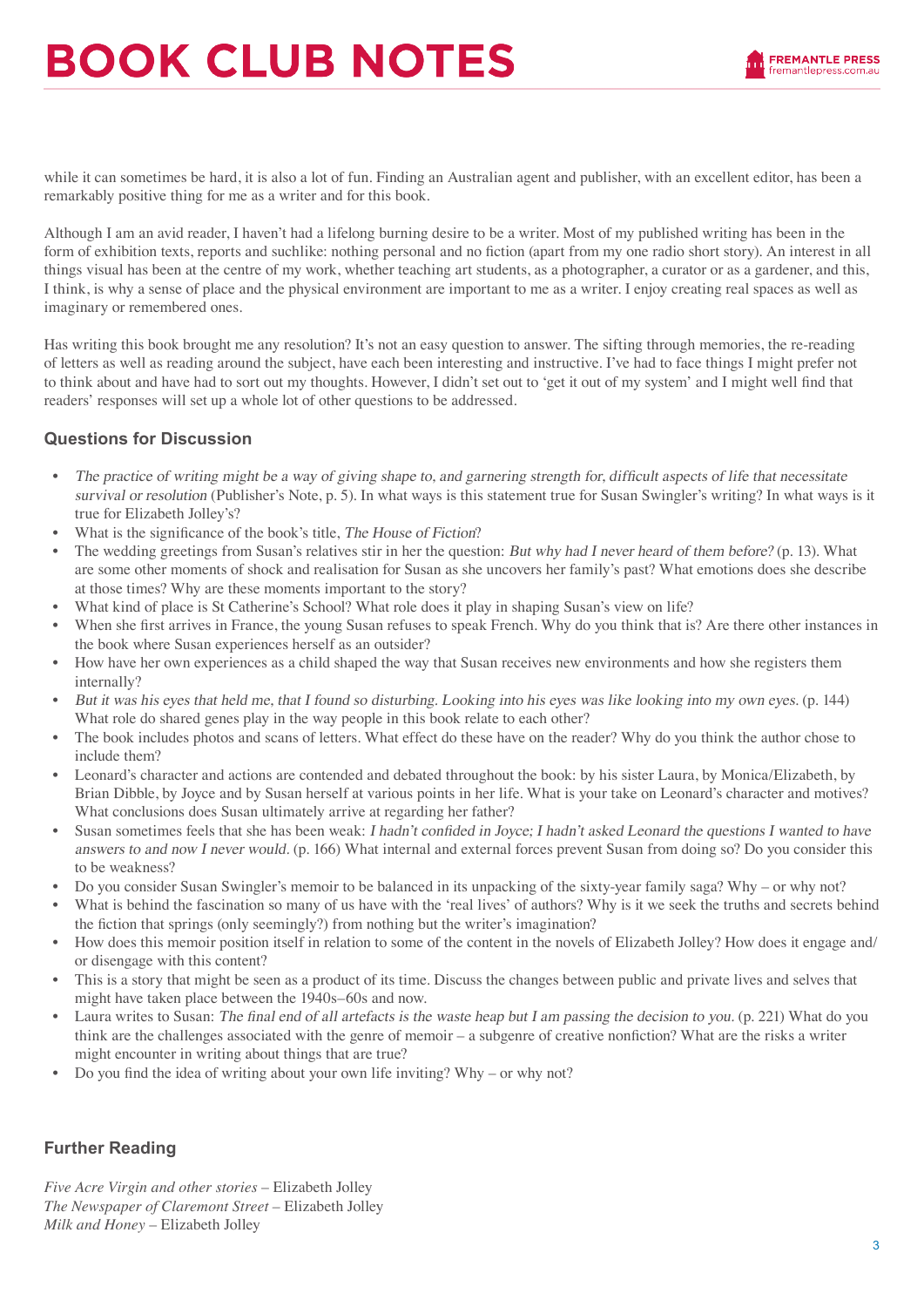while it can sometimes be hard, it is also a lot of fun. Finding an Australian agent and publisher, with an excellent editor, has been a remarkably positive thing for me as a writer and for this book.

Although I am an avid reader, I haven't had a lifelong burning desire to be a writer. Most of my published writing has been in the form of exhibition texts, reports and suchlike: nothing personal and no fiction (apart from my one radio short story). An interest in all things visual has been at the centre of my work, whether teaching art students, as a photographer, a curator or as a gardener, and this, I think, is why a sense of place and the physical environment are important to me as a writer. I enjoy creating real spaces as well as imaginary or remembered ones.

Has writing this book brought me any resolution? It's not an easy question to answer. The sifting through memories, the re-reading of letters as well as reading around the subject, have each been interesting and instructive. I've had to face things I might prefer not to think about and have had to sort out my thoughts. However, I didn't set out to 'get it out of my system' and I might well find that readers' responses will set up a whole lot of other questions to be addressed.

## Questions for Discussion

- *The practice of writing might be a way of giving shape to, and garnering strength for, difficult aspects of life that necessitate survival or resolution* (Publisher's Note, p. 5). In what ways is this statement true for Susan Swingler's writing? In what ways is it true for Elizabeth Jolley's?
- What is the significance of the book's title, *The House of Fiction*?
- The wedding greetings from Susan's relatives stir in her the question: *But why had I never heard of them before?* (p. 13). What are some other moments of shock and realisation for Susan as she uncovers her family's past? What emotions does she describe at those times? Why are these moments important to the story?
- What kind of place is St Catherine's School? What role does it play in shaping Susan's view on life?
- When she first arrives in France, the young Susan refuses to speak French. Why do you think that is? Are there other instances in the book where Susan experiences herself as an outsider?
- How have her own experiences as a child shaped the way that Susan receives new environments and how she registers them internally?
- *But it was his eyes that held me, that I found so disturbing. Looking into his eyes was like looking into my own eyes.* (p. 144) What role do shared genes play in the way people in this book relate to each other?
- The book includes photos and scans of letters. What effect do these have on the reader? Why do you think the author chose to include them?
- Leonard's character and actions are contended and debated throughout the book: by his sister Laura, by Monica/Elizabeth, by Brian Dibble, by Joyce and by Susan herself at various points in her life. What is your take on Leonard's character and motives? What conclusions does Susan ultimately arrive at regarding her father?
- Susan sometimes feels that she has been weak: *I hadn't confided in Joyce; I hadn't asked Leonard the questions I wanted to have answers to and now I never would.* (p. 166) What internal and external forces prevent Susan from doing so? Do you consider this to be weakness?
- Do you consider Susan Swingler's memoir to be balanced in its unpacking of the sixty-year family saga? Why – or why not?
- What is behind the fascination so many of us have with the 'real lives' of authors? Why is it we seek the truths and secrets behind the fiction that springs (only seemingly?) from nothing but the writer's imagination?
- How does this memoir position itself in relation to some of the content in the novels of Elizabeth Jolley? How does it engage and/or disengage with this content?
- This is a story that might be seen as a product of its time. Discuss the changes between public and private lives and selves that might have taken place between the 1940s–60s and now.
- Laura writes to Susan: *The final end of all artefacts is the waste heap but I am passing the decision to you.* (p. 221) What do you think are the challenges associated with the genre of memoir – a subgenre of creative nonfiction? What are the risks a writer might encounter in writing about things that are true?
- Do you find the idea of writing about your own life inviting? Why – or why not?

## Further Reading

*Five Acre Virgin and other stories* – Elizabeth Jolley
*The Newspaper of Claremont Street* – Elizabeth Jolley
*Milk and Honey* – Elizabeth Jolley